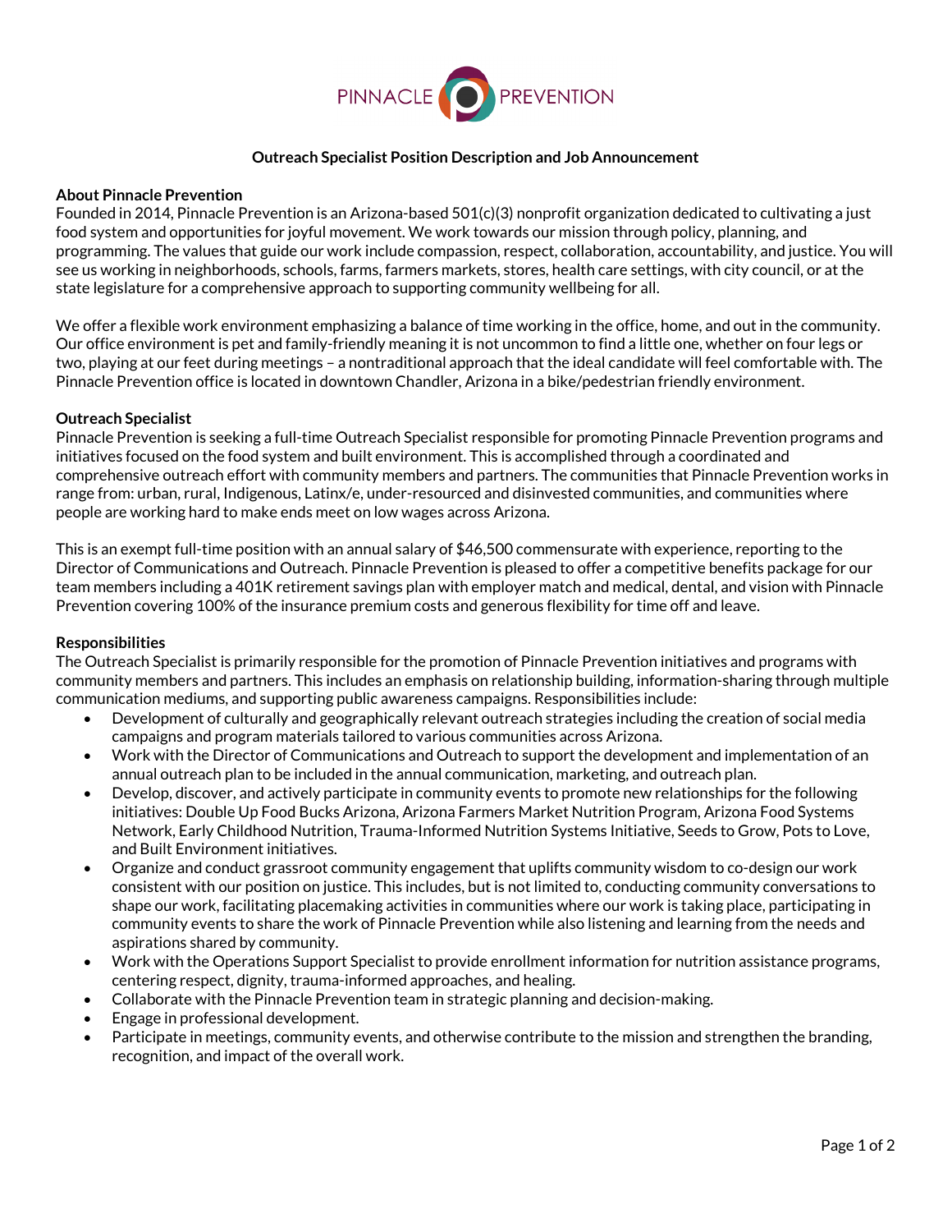# Outreach Specialist Position Description and Job Announcement

## About Pinnacle Prevention

Founded in 2014, Pinnacle Prevention is an Arizona-based 501(c)(3) nonprofit organization dedicated to cultivating a just food system and opportunities for joyful movement. We work towards our mission through policy, planning, and programming. The values that guide our work include compassion, respect, collaboration, accountability, and justice. You will see us working in neighborhoods, schools, farms, farmers markets, stores, health care settings, with city council, or at the state legislature for a comprehensive approach to supporting community wellbeing for all.

We offer a flexible work environment emphasizing a balance of time working in the office, home, and out in the community. Our office environment is pet and family-friendly meaning it is not uncommon to find a little one, whether on four legs or two, playing at our feet during meetings – a nontraditional approach that the ideal candidate will feel comfortable with. The Pinnacle Prevention office is located in downtown Chandler, Arizona in a bike/pedestrian friendly environment.

## Outreach Specialist

Pinnacle Prevention is seeking a full-time Outreach Specialist responsible for promoting Pinnacle Prevention programs and initiatives focused on the food system and built environment. This is accomplished through a coordinated and comprehensive outreach effort with community members and partners. The communities that Pinnacle Prevention works in range from: urban, rural, Indigenous, Latinx/e, under-resourced and disinvested communities, and communities where people are working hard to make ends meet on low wages across Arizona.

This is an exempt full-time position with an annual salary of $46,500 commensurate with experience, reporting to the Director of Communications and Outreach. Pinnacle Prevention is pleased to offer a competitive benefits package for our team members including a 401K retirement savings plan with employer match and medical, dental, and vision with Pinnacle Prevention covering 100% of the insurance premium costs and generous flexibility for time off and leave.

## Responsibilities

The Outreach Specialist is primarily responsible for the promotion of Pinnacle Prevention initiatives and programs with community members and partners. This includes an emphasis on relationship building, information-sharing through multiple communication mediums, and supporting public awareness campaigns. Responsibilities include:

- Development of culturally and geographically relevant outreach strategies including the creation of social media campaigns and program materials tailored to various communities across Arizona.
- Work with the Director of Communications and Outreach to support the development and implementation of an annual outreach plan to be included in the annual communication, marketing, and outreach plan.
- Develop, discover, and actively participate in community events to promote new relationships for the following initiatives: Double Up Food Bucks Arizona, Arizona Farmers Market Nutrition Program, Arizona Food Systems Network, Early Childhood Nutrition, Trauma-Informed Nutrition Systems Initiative, Seeds to Grow, Pots to Love, and Built Environment initiatives.
- Organize and conduct grassroot community engagement that uplifts community wisdom to co-design our work consistent with our position on justice. This includes, but is not limited to, conducting community conversations to shape our work, facilitating placemaking activities in communities where our work is taking place, participating in community events to share the work of Pinnacle Prevention while also listening and learning from the needs and aspirations shared by community.
- Work with the Operations Support Specialist to provide enrollment information for nutrition assistance programs, centering respect, dignity, trauma-informed approaches, and healing.
- Collaborate with the Pinnacle Prevention team in strategic planning and decision-making.
- Engage in professional development.
- Participate in meetings, community events, and otherwise contribute to the mission and strengthen the branding, recognition, and impact of the overall work.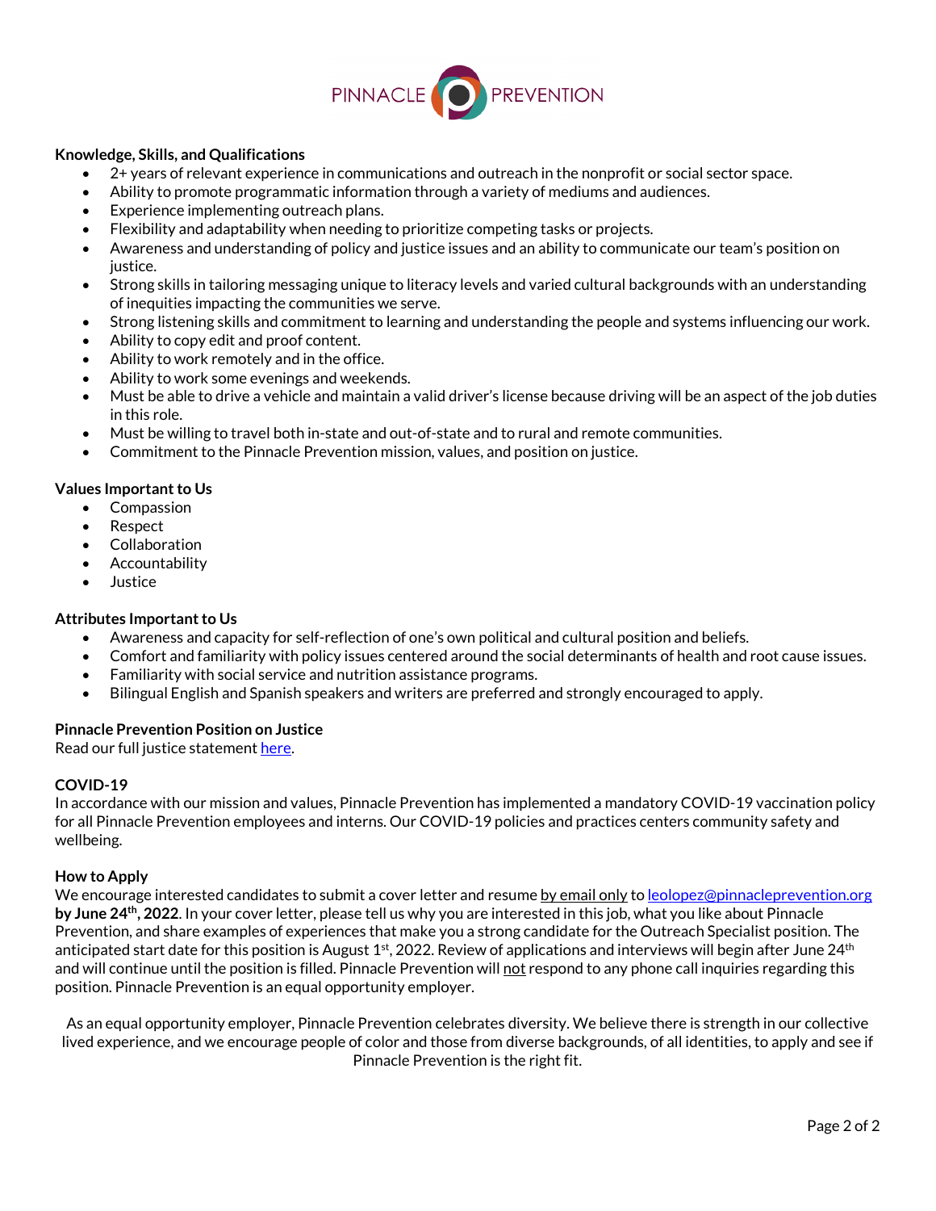**Knowledge, Skills, and Qualifications**

- 2+ years of relevant experience in communications and outreach in the nonprofit or social sector space.
- Ability to promote programmatic information through a variety of mediums and audiences.
- Experience implementing outreach plans.
- Flexibility and adaptability when needing to prioritize competing tasks or projects.
- Awareness and understanding of policy and justice issues and an ability to communicate our team's position on justice.
- Strong skills in tailoring messaging unique to literacy levels and varied cultural backgrounds with an understanding of inequities impacting the communities we serve.
- Strong listening skills and commitment to learning and understanding the people and systems influencing our work.
- Ability to copy edit and proof content.
- Ability to work remotely and in the office.
- Ability to work some evenings and weekends.
- Must be able to drive a vehicle and maintain a valid driver's license because driving will be an aspect of the job duties in this role.
- Must be willing to travel both in-state and out-of-state and to rural and remote communities.
- Commitment to the Pinnacle Prevention mission, values, and position on justice.

**Values Important to Us**

- Compassion
- Respect
- Collaboration
- Accountability
- Justice

**Attributes Important to Us**

- Awareness and capacity for self-reflection of one's own political and cultural position and beliefs.
- Comfort and familiarity with policy issues centered around the social determinants of health and root cause issues.
- Familiarity with social service and nutrition assistance programs.
- Bilingual English and Spanish speakers and writers are preferred and strongly encouraged to apply.

**Pinnacle Prevention Position on Justice**

Read our full justice statement [here](#).

**COVID-19**

In accordance with our mission and values, Pinnacle Prevention has implemented a mandatory COVID-19 vaccination policy for all Pinnacle Prevention employees and interns. Our COVID-19 policies and practices centers community safety and wellbeing.

**How to Apply**

We encourage interested candidates to submit a cover letter and resume by email only to leolopez@pinnacleprevention.org **by June 24th, 2022**. In your cover letter, please tell us why you are interested in this job, what you like about Pinnacle Prevention, and share examples of experiences that make you a strong candidate for the Outreach Specialist position. The anticipated start date for this position is August 1st, 2022. Review of applications and interviews will begin after June 24th and will continue until the position is filled. Pinnacle Prevention will not respond to any phone call inquiries regarding this position. Pinnacle Prevention is an equal opportunity employer.

As an equal opportunity employer, Pinnacle Prevention celebrates diversity. We believe there is strength in our collective lived experience, and we encourage people of color and those from diverse backgrounds, of all identities, to apply and see if Pinnacle Prevention is the right fit.